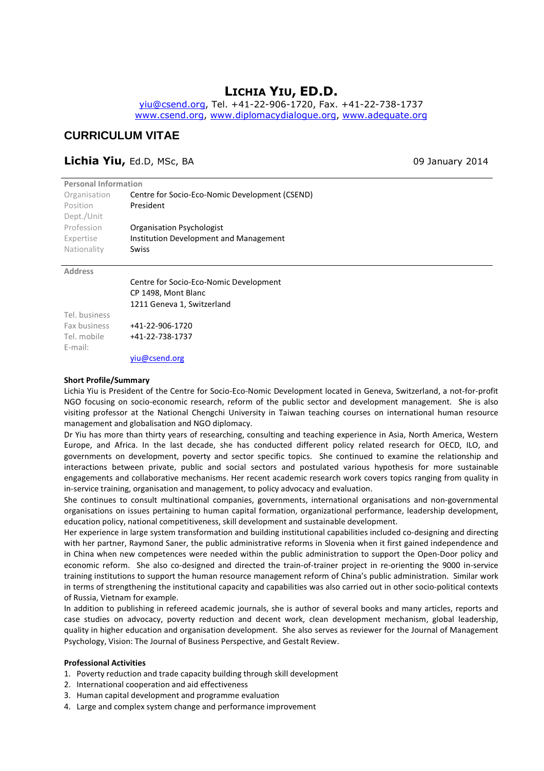# LICHIA YIU, ED.D.

yiu@csend.org, Tel. +41-22-906-1720, Fax. +41-22-738-1737
www.csend.org, www.diplomacydialogue.org, www.adequate.org

## CURRICULUM VITAE

**Lichia Yiu,** Ed.D, MSc, BA 09 January 2014

| Personal Information | |
|---|---|
| Organisation | Centre for Socio-Eco-Nomic Development (CSEND) |
| Position | President |
| Dept./Unit | |
| Profession | Organisation Psychologist |
| Expertise | Institution Development and Management |
| Nationality | Swiss |

| Address | |
|---|---|
| | Centre for Socio-Eco-Nomic Development |
| | CP 1498, Mont Blanc |
| | 1211 Geneva 1, Switzerland |
| Tel. business | |
| Fax business | +41-22-906-1720 |
| Tel. mobile | +41-22-738-1737 |
| E-mail: | |
| | yiu@csend.org |

**Short Profile/Summary**

Lichia Yiu is President of the Centre for Socio-Eco-Nomic Development located in Geneva, Switzerland, a not-for-profit NGO focusing on socio-economic research, reform of the public sector and development management. She is also visiting professor at the National Chengchi University in Taiwan teaching courses on international human resource management and globalisation and NGO diplomacy.

Dr Yiu has more than thirty years of researching, consulting and teaching experience in Asia, North America, Western Europe, and Africa. In the last decade, she has conducted different policy related research for OECD, ILO, and governments on development, poverty and sector specific topics. She continued to examine the relationship and interactions between private, public and social sectors and postulated various hypothesis for more sustainable engagements and collaborative mechanisms. Her recent academic research work covers topics ranging from quality in in-service training, organisation and management, to policy advocacy and evaluation.

She continues to consult multinational companies, governments, international organisations and non-governmental organisations on issues pertaining to human capital formation, organizational performance, leadership development, education policy, national competitiveness, skill development and sustainable development.

Her experience in large system transformation and building institutional capabilities included co-designing and directing with her partner, Raymond Saner, the public administrative reforms in Slovenia when it first gained independence and in China when new competences were needed within the public administration to support the Open-Door policy and economic reform. She also co-designed and directed the train-of-trainer project in re-orienting the 9000 in-service training institutions to support the human resource management reform of China's public administration. Similar work in terms of strengthening the institutional capacity and capabilities was also carried out in other socio-political contexts of Russia, Vietnam for example.

In addition to publishing in refereed academic journals, she is author of several books and many articles, reports and case studies on advocacy, poverty reduction and decent work, clean development mechanism, global leadership, quality in higher education and organisation development. She also serves as reviewer for the Journal of Management Psychology, Vision: The Journal of Business Perspective, and Gestalt Review.

**Professional Activities**

1. Poverty reduction and trade capacity building through skill development
2. International cooperation and aid effectiveness
3. Human capital development and programme evaluation
4. Large and complex system change and performance improvement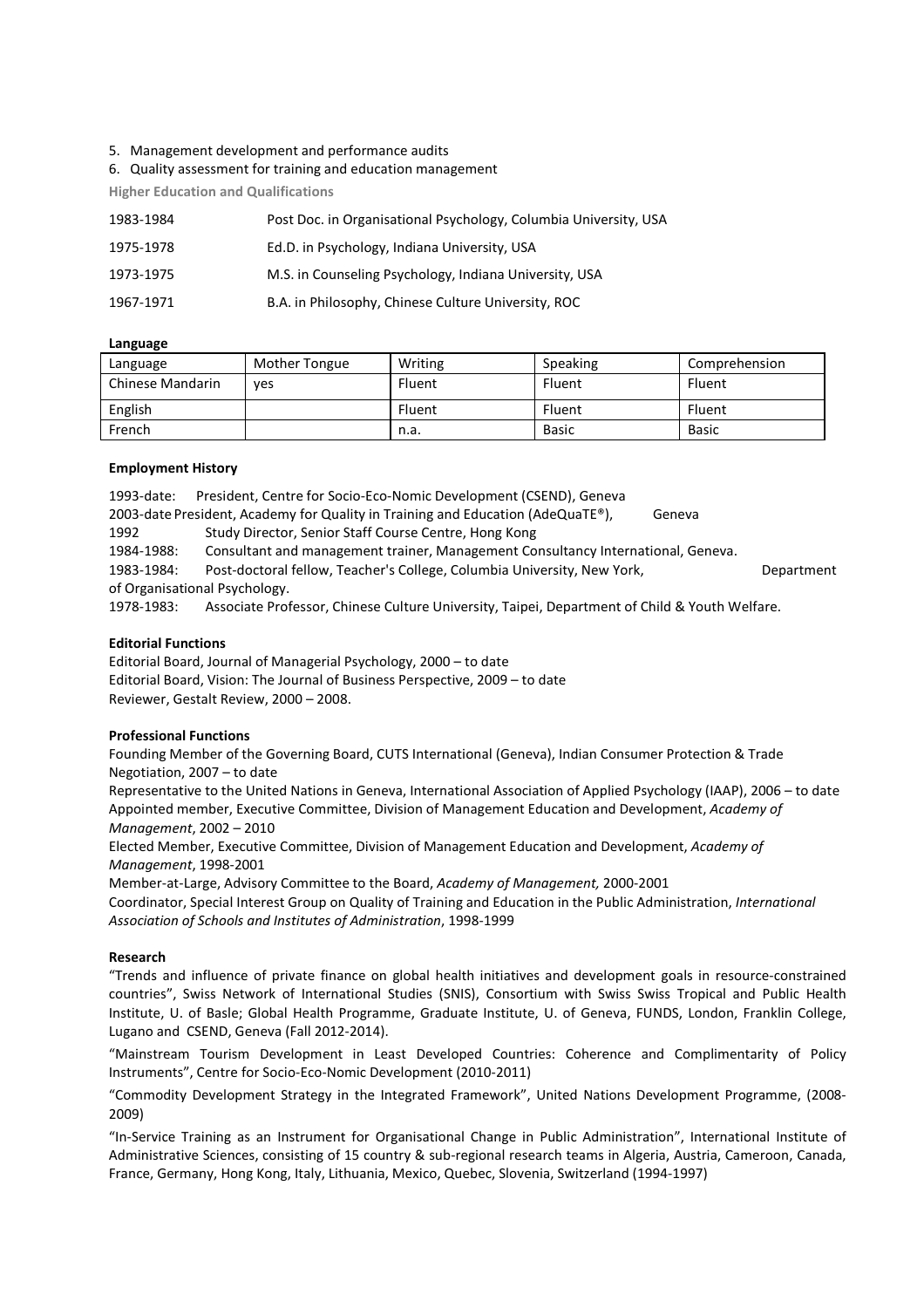5. Management development and performance audits
6. Quality assessment for training and education management

**Higher Education and Qualifications**

| | |
|---|---|
| 1983-1984 | Post Doc. in Organisational Psychology, Columbia University, USA |
| 1975-1978 | Ed.D. in Psychology, Indiana University, USA |
| 1973-1975 | M.S. in Counseling Psychology, Indiana University, USA |
| 1967-1971 | B.A. in Philosophy, Chinese Culture University, ROC |

**Language**

| Language | Mother Tongue | Writing | Speaking | Comprehension |
|---|---|---|---|---|
| Chinese Mandarin | yes | Fluent | Fluent | Fluent |
| English | | Fluent | Fluent | Fluent |
| French | | n.a. | Basic | Basic |

**Employment History**

1993-date: President, Centre for Socio-Eco-Nomic Development (CSEND), Geneva
2003-date President, Academy for Quality in Training and Education (AdeQuaTE®), Geneva
1992 Study Director, Senior Staff Course Centre, Hong Kong
1984-1988: Consultant and management trainer, Management Consultancy International, Geneva.
1983-1984: Post-doctoral fellow, Teacher's College, Columbia University, New York, Department of Organisational Psychology.
1978-1983: Associate Professor, Chinese Culture University, Taipei, Department of Child & Youth Welfare.

**Editorial Functions**

Editorial Board, Journal of Managerial Psychology, 2000 – to date
Editorial Board, Vision: The Journal of Business Perspective, 2009 – to date
Reviewer, Gestalt Review, 2000 – 2008.

**Professional Functions**

Founding Member of the Governing Board, CUTS International (Geneva), Indian Consumer Protection & Trade Negotiation, 2007 – to date
Representative to the United Nations in Geneva, International Association of Applied Psychology (IAAP), 2006 – to date
Appointed member, Executive Committee, Division of Management Education and Development, *Academy of Management*, 2002 – 2010
Elected Member, Executive Committee, Division of Management Education and Development, *Academy of Management*, 1998-2001
Member-at-Large, Advisory Committee to the Board, *Academy of Management,* 2000-2001
Coordinator, Special Interest Group on Quality of Training and Education in the Public Administration, *International Association of Schools and Institutes of Administration*, 1998-1999

**Research**

"Trends and influence of private finance on global health initiatives and development goals in resource-constrained countries", Swiss Network of International Studies (SNIS), Consortium with Swiss Swiss Tropical and Public Health Institute, U. of Basle; Global Health Programme, Graduate Institute, U. of Geneva, FUNDS, London, Franklin College, Lugano and CSEND, Geneva (Fall 2012-2014).

"Mainstream Tourism Development in Least Developed Countries: Coherence and Complimentarity of Policy Instruments", Centre for Socio-Eco-Nomic Development (2010-2011)

"Commodity Development Strategy in the Integrated Framework", United Nations Development Programme, (2008-2009)

"In-Service Training as an Instrument for Organisational Change in Public Administration", International Institute of Administrative Sciences, consisting of 15 country & sub-regional research teams in Algeria, Austria, Cameroon, Canada, France, Germany, Hong Kong, Italy, Lithuania, Mexico, Quebec, Slovenia, Switzerland (1994-1997)